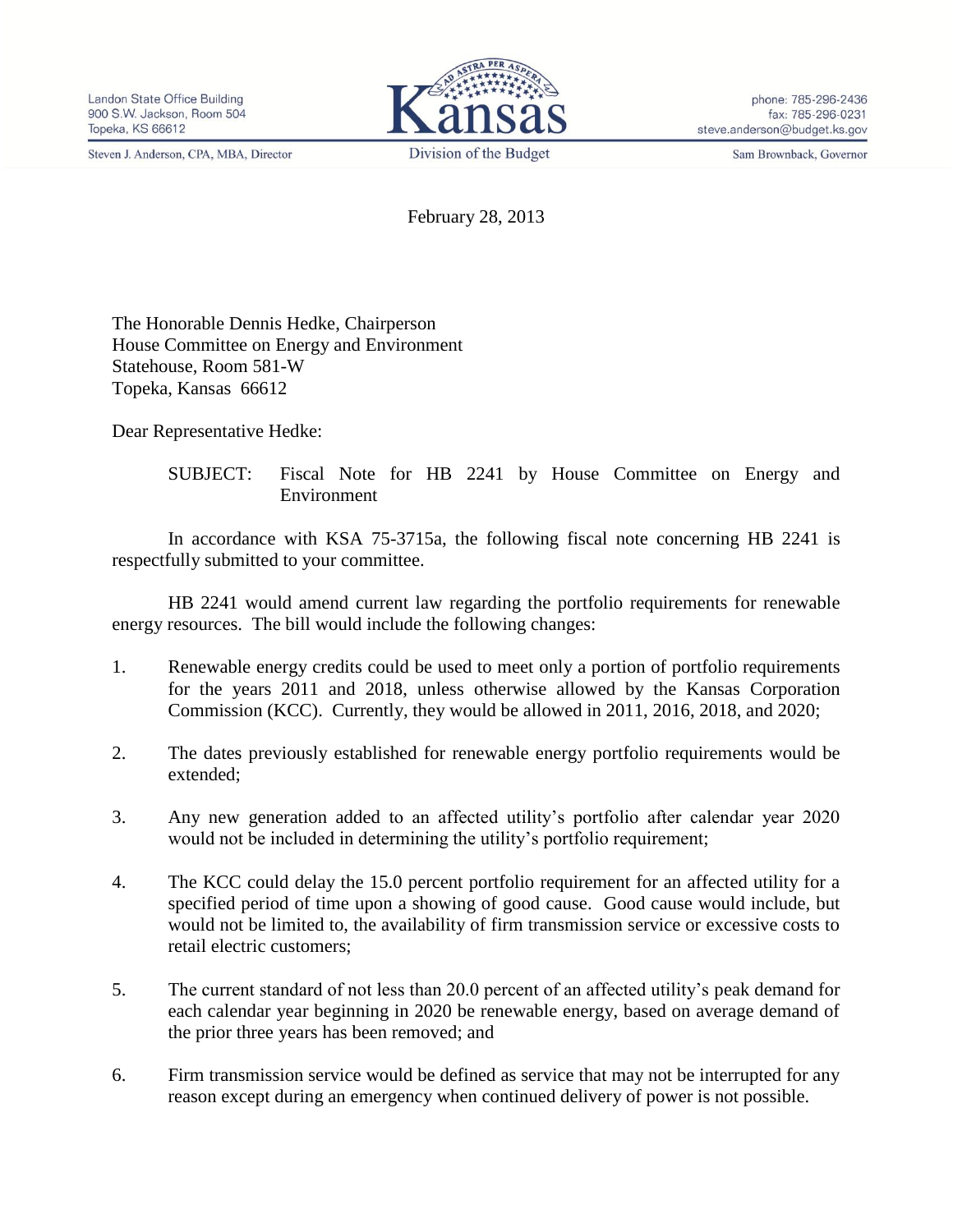Landon State Office Building
900 S.W. Jackson, Room 504
Topeka, KS 66612

Steven J. Anderson, CPA, MBA, Director

Kansas
Division of the Budget

phone: 785-296-2436
fax: 785-296-0231
steve.anderson@budget.ks.gov

Sam Brownback, Governor

February 28, 2013

The Honorable Dennis Hedke, Chairperson
House Committee on Energy and Environment
Statehouse, Room 581-W
Topeka, Kansas 66612

Dear Representative Hedke:

SUBJECT: Fiscal Note for HB 2241 by House Committee on Energy and Environment

In accordance with KSA 75-3715a, the following fiscal note concerning HB 2241 is respectfully submitted to your committee.

HB 2241 would amend current law regarding the portfolio requirements for renewable energy resources. The bill would include the following changes:

1. Renewable energy credits could be used to meet only a portion of portfolio requirements for the years 2011 and 2018, unless otherwise allowed by the Kansas Corporation Commission (KCC). Currently, they would be allowed in 2011, 2016, 2018, and 2020;

2. The dates previously established for renewable energy portfolio requirements would be extended;

3. Any new generation added to an affected utility's portfolio after calendar year 2020 would not be included in determining the utility's portfolio requirement;

4. The KCC could delay the 15.0 percent portfolio requirement for an affected utility for a specified period of time upon a showing of good cause. Good cause would include, but would not be limited to, the availability of firm transmission service or excessive costs to retail electric customers;

5. The current standard of not less than 20.0 percent of an affected utility's peak demand for each calendar year beginning in 2020 be renewable energy, based on average demand of the prior three years has been removed; and

6. Firm transmission service would be defined as service that may not be interrupted for any reason except during an emergency when continued delivery of power is not possible.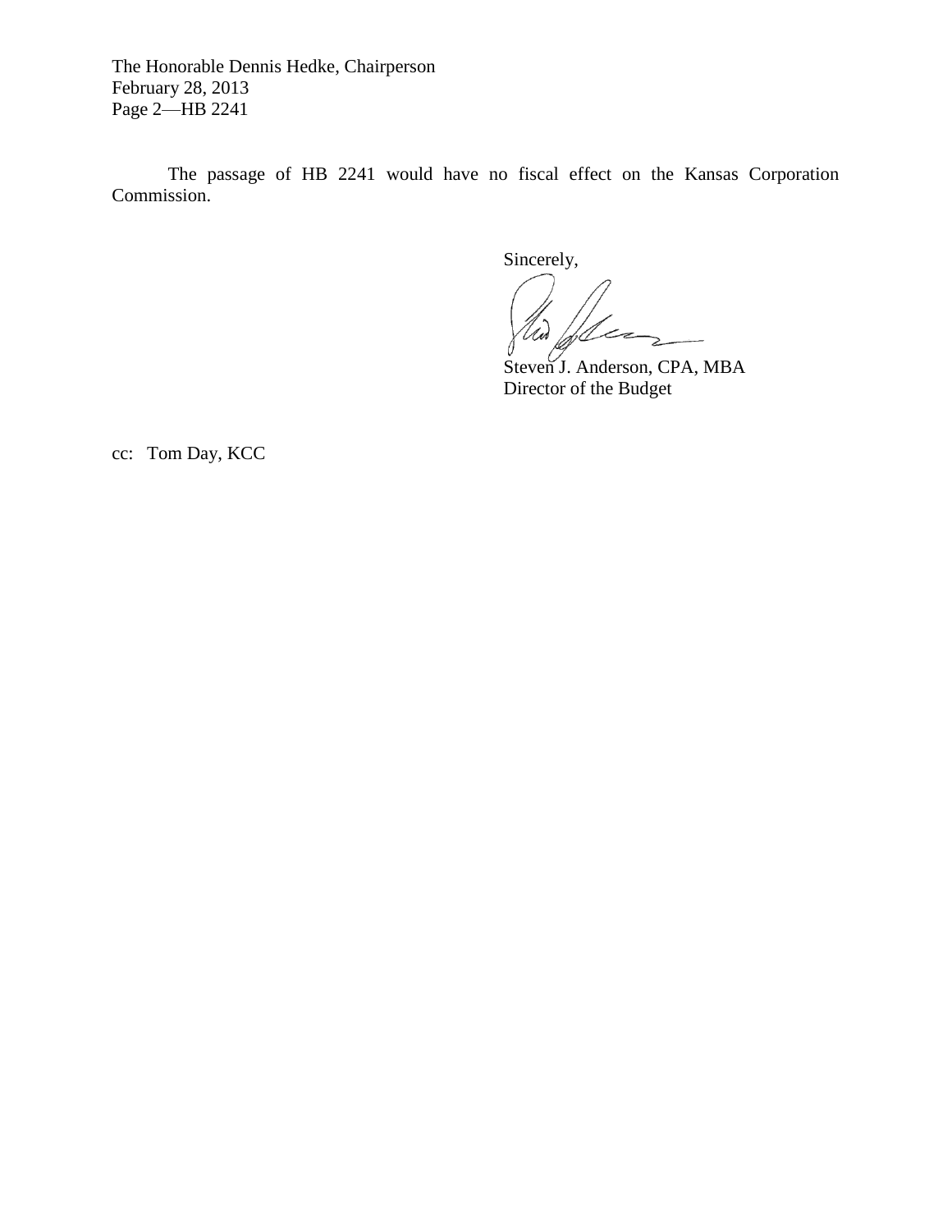The passage of HB 2241 would have no fiscal effect on the Kansas Corporation Commission.

Sincerely,

Steven J. Anderson, CPA, MBA
Director of the Budget

cc: Tom Day, KCC